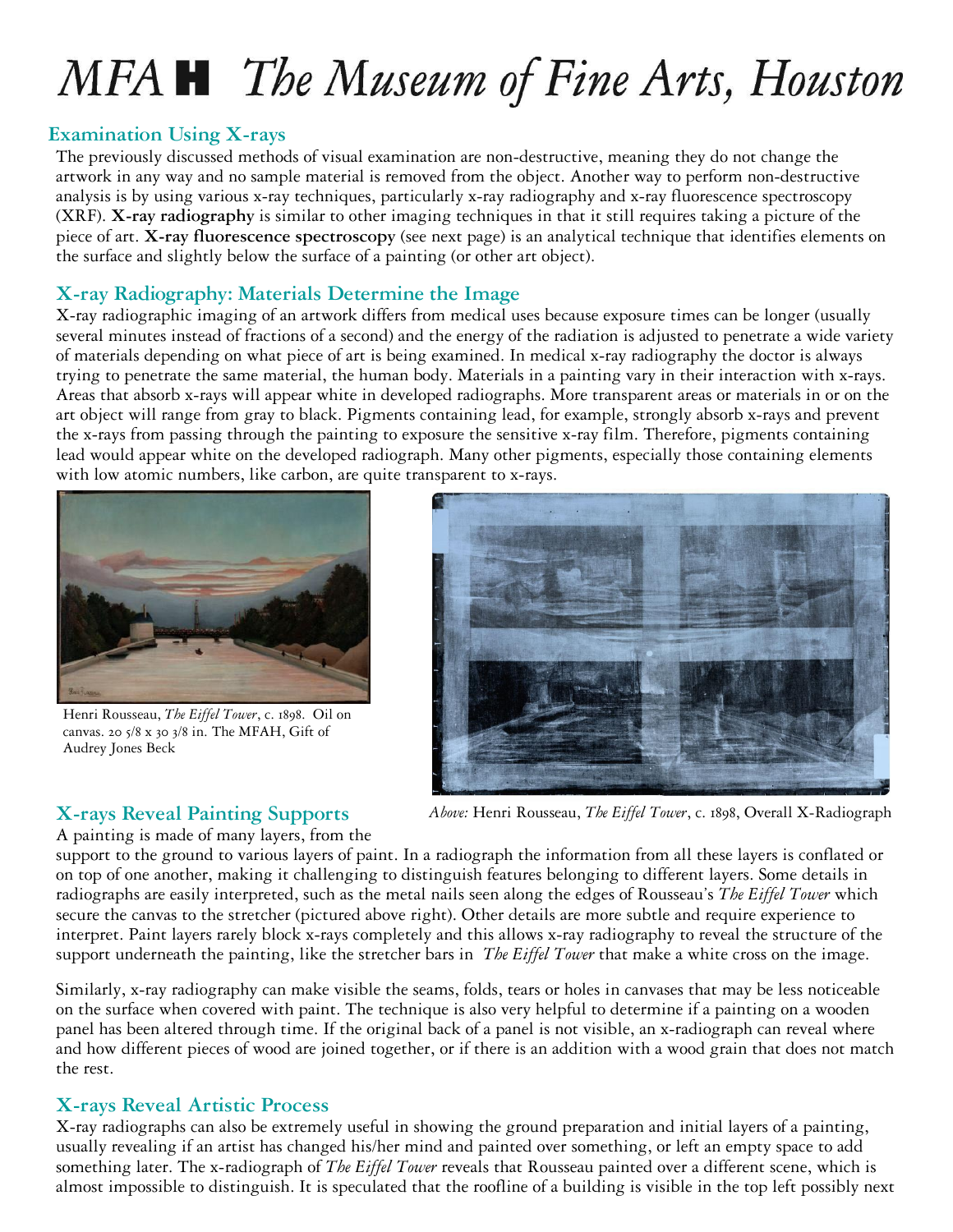# MFA H The Museum of Fine Arts, Houston

## Examination Using X-rays

The previously discussed methods of visual examination are non-destructive, meaning they do not change the artwork in any way and no sample material is removed from the object. Another way to perform non-destructive analysis is by using various x-ray techniques, particularly x-ray radiography and x-ray fluorescence spectroscopy (XRF). **X-ray radiography** is similar to other imaging techniques in that it still requires taking a picture of the piece of art. **X-ray fluorescence spectroscopy** (see next page) is an analytical technique that identifies elements on the surface and slightly below the surface of a painting (or other art object).

## X-ray Radiography: Materials Determine the Image

X-ray radiographic imaging of an artwork differs from medical uses because exposure times can be longer (usually several minutes instead of fractions of a second) and the energy of the radiation is adjusted to penetrate a wide variety of materials depending on what piece of art is being examined. In medical x-ray radiography the doctor is always trying to penetrate the same material, the human body. Materials in a painting vary in their interaction with x-rays. Areas that absorb x-rays will appear white in developed radiographs. More transparent areas or materials in or on the art object will range from gray to black. Pigments containing lead, for example, strongly absorb x-rays and prevent the x-rays from passing through the painting to exposure the sensitive x-ray film. Therefore, pigments containing lead would appear white on the developed radiograph. Many other pigments, especially those containing elements with low atomic numbers, like carbon, are quite transparent to x-rays.

Henri Rousseau, *The Eiffel Tower*, c. 1898. Oil on canvas. 20 5/8 x 30 3/8 in. The MFAH, Gift of Audrey Jones Beck

*Above:* Henri Rousseau, *The Eiffel Tower*, c. 1898, Overall X-Radiograph

## X-rays Reveal Painting Supports

A painting is made of many layers, from the support to the ground to various layers of paint. In a radiograph the information from all these layers is conflated or on top of one another, making it challenging to distinguish features belonging to different layers. Some details in radiographs are easily interpreted, such as the metal nails seen along the edges of Rousseau's *The Eiffel Tower* which secure the canvas to the stretcher (pictured above right). Other details are more subtle and require experience to interpret. Paint layers rarely block x-rays completely and this allows x-ray radiography to reveal the structure of the support underneath the painting, like the stretcher bars in *The Eiffel Tower* that make a white cross on the image.

Similarly, x-ray radiography can make visible the seams, folds, tears or holes in canvases that may be less noticeable on the surface when covered with paint. The technique is also very helpful to determine if a painting on a wooden panel has been altered through time. If the original back of a panel is not visible, an x-radiograph can reveal where and how different pieces of wood are joined together, or if there is an addition with a wood grain that does not match the rest.

## X-rays Reveal Artistic Process

X-ray radiographs can also be extremely useful in showing the ground preparation and initial layers of a painting, usually revealing if an artist has changed his/her mind and painted over something, or left an empty space to add something later. The x-radiograph of *The Eiffel Tower* reveals that Rousseau painted over a different scene, which is almost impossible to distinguish. It is speculated that the roofline of a building is visible in the top left possibly next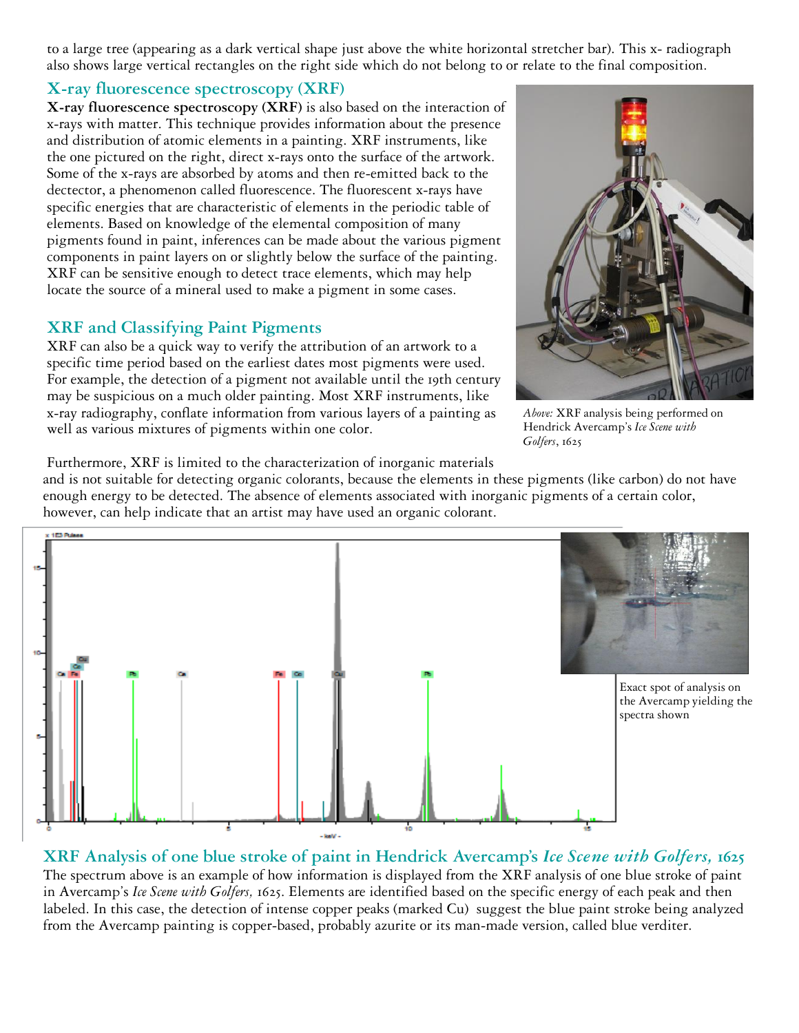to a large tree (appearing as a dark vertical shape just above the white horizontal stretcher bar). This x- radiograph also shows large vertical rectangles on the right side which do not belong to or relate to the final composition.

## X-ray fluorescence spectroscopy (XRF)

**X-ray fluorescence spectroscopy (XRF)** is also based on the interaction of x-rays with matter. This technique provides information about the presence and distribution of atomic elements in a painting. XRF instruments, like the one pictured on the right, direct x-rays onto the surface of the artwork. Some of the x-rays are absorbed by atoms and then re-emitted back to the dectector, a phenomenon called fluorescence. The fluorescent x-rays have specific energies that are characteristic of elements in the periodic table of elements. Based on knowledge of the elemental composition of many pigments found in paint, inferences can be made about the various pigment components in paint layers on or slightly below the surface of the painting. XRF can be sensitive enough to detect trace elements, which may help locate the source of a mineral used to make a pigment in some cases.

*Above:* XRF analysis being performed on Hendrick Avercamp's *Ice Scene with Golfers*, 1625

## XRF and Classifying Paint Pigments

XRF can also be a quick way to verify the attribution of an artwork to a specific time period based on the earliest dates most pigments were used. For example, the detection of a pigment not available until the 19th century may be suspicious on a much older painting. Most XRF instruments, like x-ray radiography, conflate information from various layers of a painting as well as various mixtures of pigments within one color.

Furthermore, XRF is limited to the characterization of inorganic materials and is not suitable for detecting organic colorants, because the elements in these pigments (like carbon) do not have enough energy to be detected. The absence of elements associated with inorganic pigments of a certain color, however, can help indicate that an artist may have used an organic colorant.

x 1E3 Pulses

15
10
5
0

Ca Fe Co Cu Pb Ca Fe Co Cu Pb

0 5 10 15

- keV -

Exact spot of analysis on the Avercamp yielding the spectra shown

## XRF Analysis of one blue stroke of paint in Hendrick Avercamp's *Ice Scene with Golfers,* 1625

The spectrum above is an example of how information is displayed from the XRF analysis of one blue stroke of paint in Avercamp's *Ice Scene with Golfers,* 1625. Elements are identified based on the specific energy of each peak and then labeled. In this case, the detection of intense copper peaks (marked Cu) suggest the blue paint stroke being analyzed from the Avercamp painting is copper-based, probably azurite or its man-made version, called blue verditer.